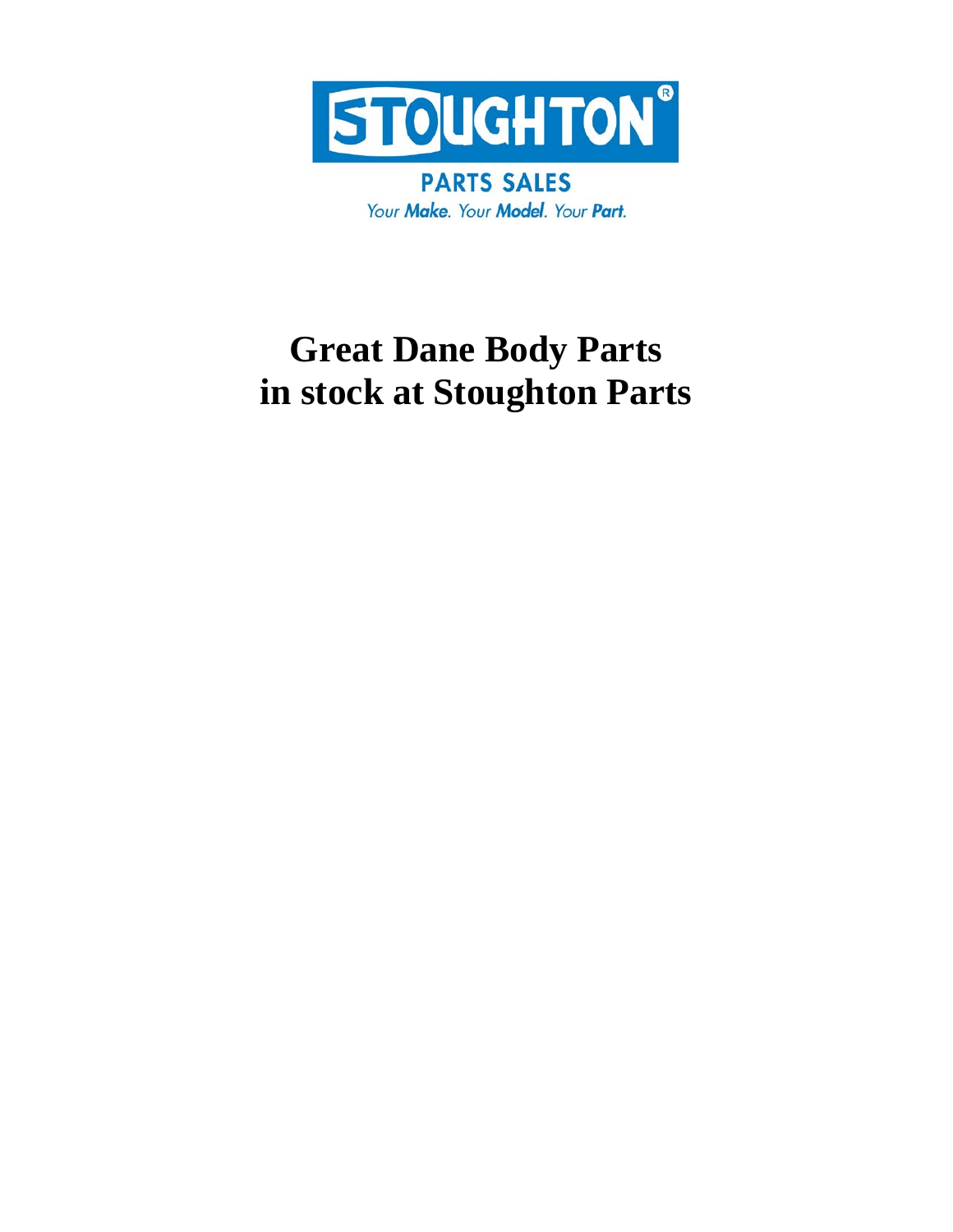STOUGHTON®

PARTS SALES

*Your **Make**. Your **Model**. Your **Part**.*

# Great Dane Body Parts in stock at Stoughton Parts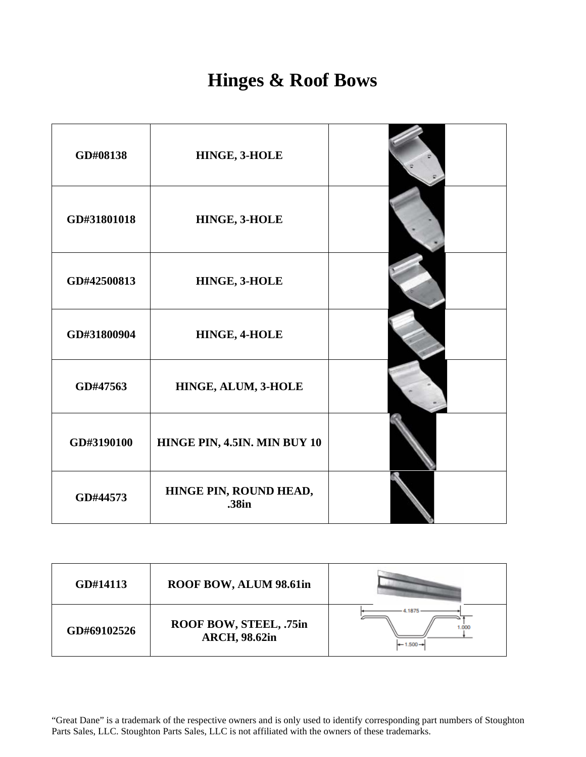# Hinges & Roof Bows

| | | |
|---|---|---|
| GD#08138 | HINGE, 3-HOLE | |
| GD#31801018 | HINGE, 3-HOLE | |
| GD#42500813 | HINGE, 3-HOLE | |
| GD#31800904 | HINGE, 4-HOLE | |
| GD#47563 | HINGE, ALUM, 3-HOLE | |
| GD#3190100 | HINGE PIN, 4.5IN. MIN BUY 10 | |
| GD#44573 | HINGE PIN, ROUND HEAD, .38in | |

| | | |
|---|---|---|
| GD#14113 | ROOF BOW, ALUM 98.61in | |
| GD#69102526 | ROOF BOW, STEEL, .75in ARCH, 98.62in | |

"Great Dane" is a trademark of the respective owners and is only used to identify corresponding part numbers of Stoughton Parts Sales, LLC. Stoughton Parts Sales, LLC is not affiliated with the owners of these trademarks.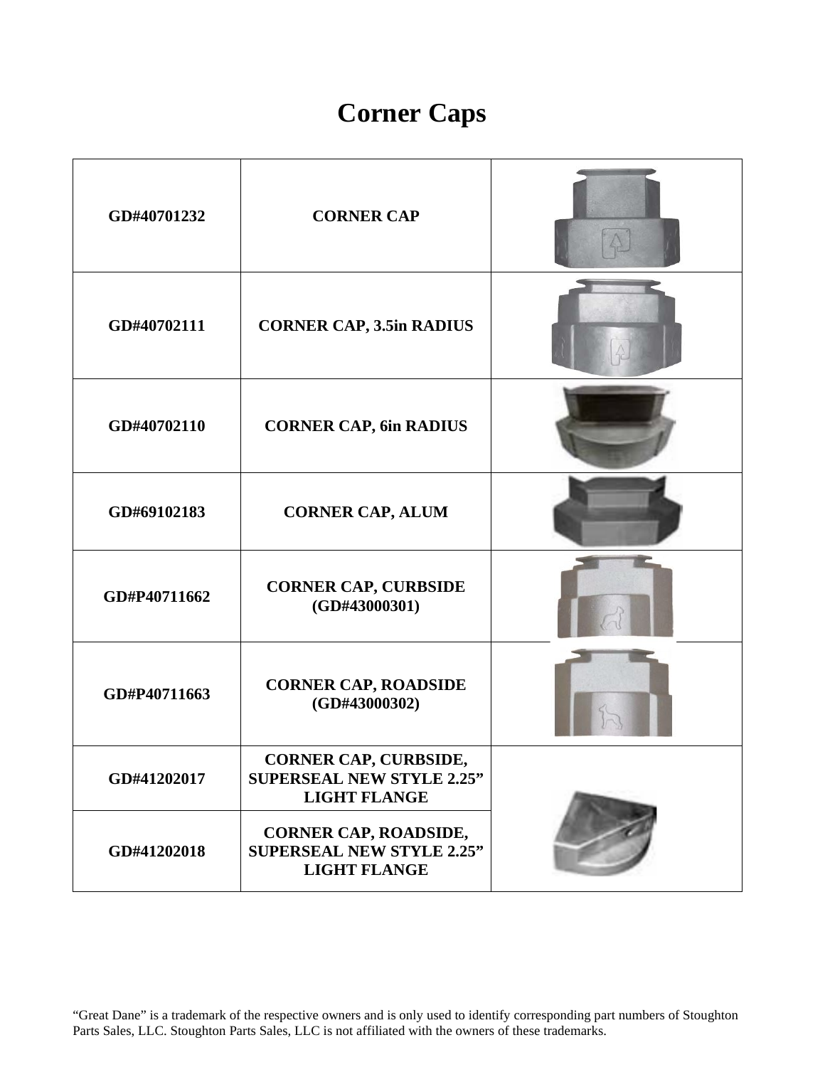# Corner Caps

| | | |
|---|---|---|
| **GD#40701232** | **CORNER CAP** | |
| **GD#40702111** | **CORNER CAP, 3.5in RADIUS** | |
| **GD#40702110** | **CORNER CAP, 6in RADIUS** | |
| **GD#69102183** | **CORNER CAP, ALUM** | |
| **GD#P40711662** | **CORNER CAP, CURBSIDE (GD#43000301)** | |
| **GD#P40711663** | **CORNER CAP, ROADSIDE (GD#43000302)** | |
| **GD#41202017** | **CORNER CAP, CURBSIDE, SUPERSEAL NEW STYLE 2.25" LIGHT FLANGE** | |
| **GD#41202018** | **CORNER CAP, ROADSIDE, SUPERSEAL NEW STYLE 2.25" LIGHT FLANGE** | |

"Great Dane" is a trademark of the respective owners and is only used to identify corresponding part numbers of Stoughton Parts Sales, LLC. Stoughton Parts Sales, LLC is not affiliated with the owners of these trademarks.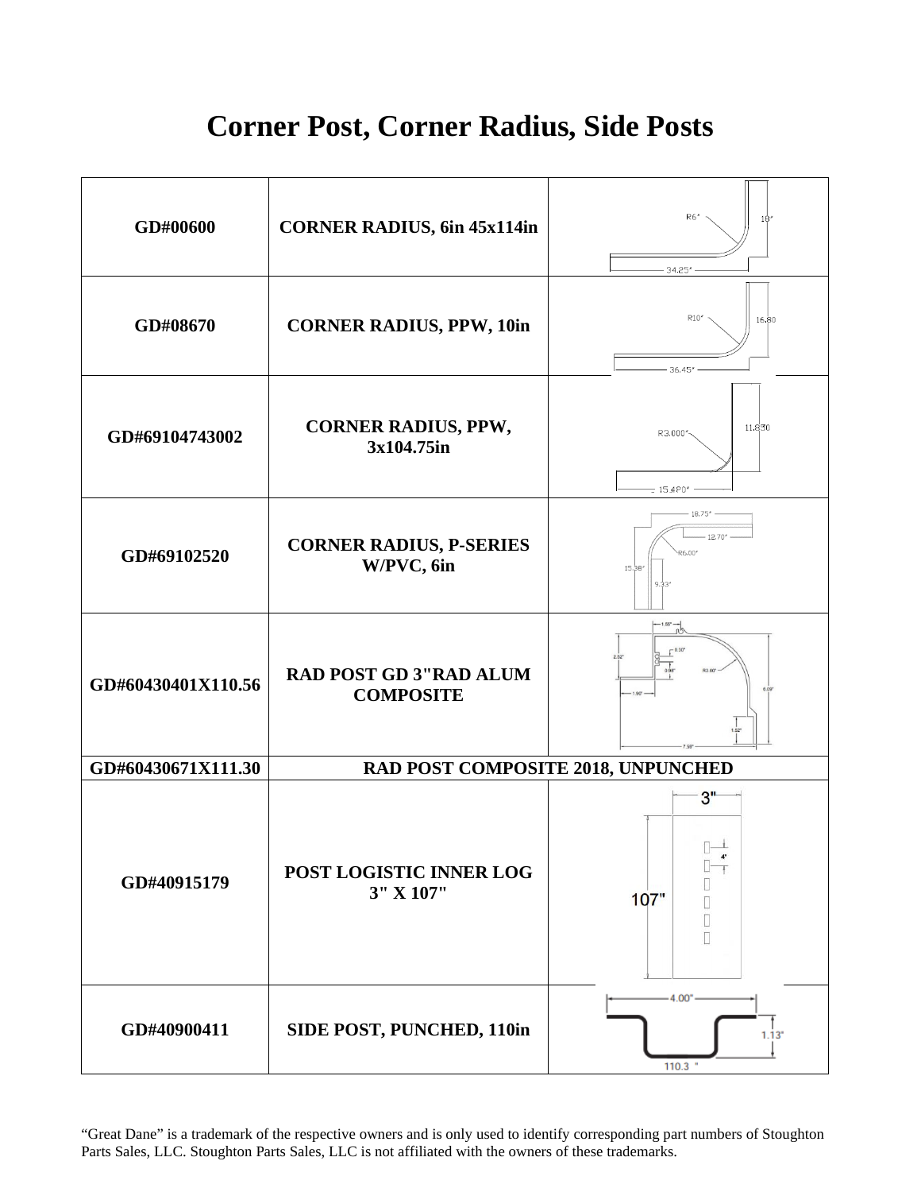# Corner Post, Corner Radius, Side Posts

| | | |
|---|---|---|
| GD#00600 | CORNER RADIUS, 6in 45x114in | |
| GD#08670 | CORNER RADIUS, PPW, 10in | |
| GD#69104743002 | CORNER RADIUS, PPW, 3x104.75in | |
| GD#69102520 | CORNER RADIUS, P-SERIES W/PVC, 6in | |
| GD#60430401X110.56 | RAD POST GD 3"RAD ALUM COMPOSITE | |
| GD#60430671X111.30 | RAD POST COMPOSITE 2018, UNPUNCHED | |
| GD#40915179 | POST LOGISTIC INNER LOG 3" X 107" | |
| GD#40900411 | SIDE POST, PUNCHED, 110in | |

"Great Dane" is a trademark of the respective owners and is only used to identify corresponding part numbers of Stoughton Parts Sales, LLC. Stoughton Parts Sales, LLC is not affiliated with the owners of these trademarks.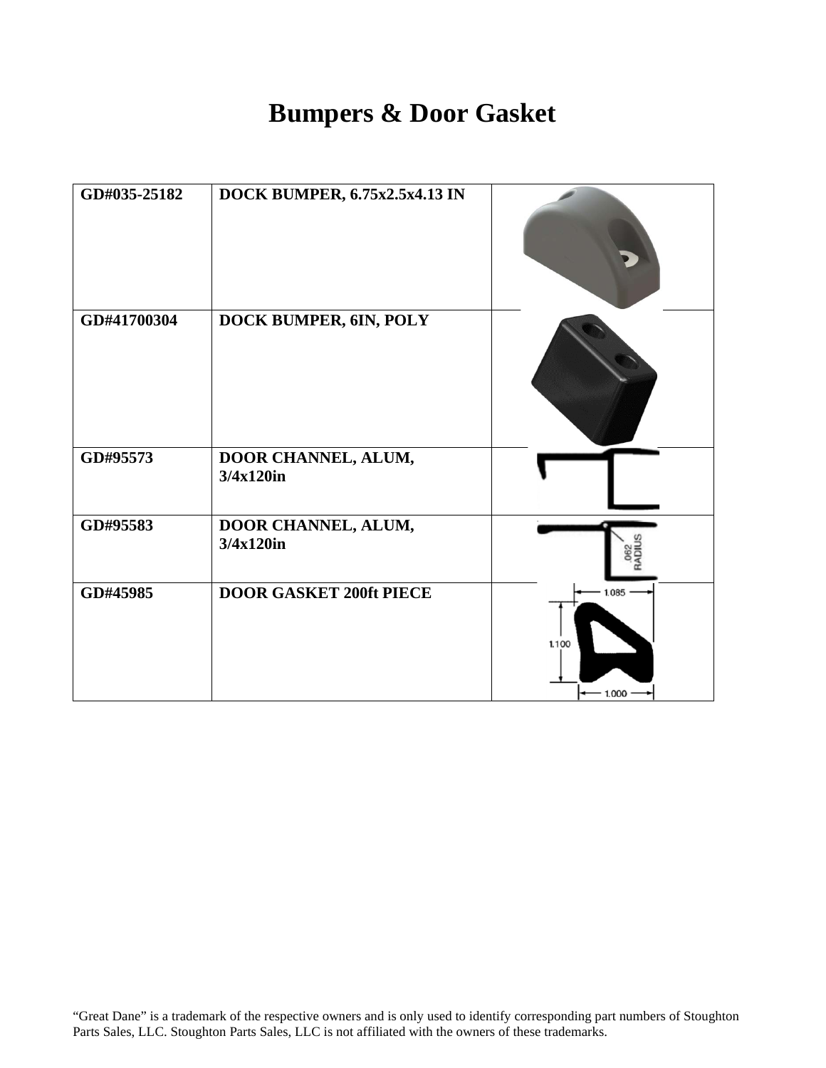# Bumpers & Door Gasket

| | | |
|---|---|---|
| GD#035-25182 | DOCK BUMPER, 6.75x2.5x4.13 IN | |
| GD#41700304 | DOCK BUMPER, 6IN, POLY | |
| GD#95573 | DOOR CHANNEL, ALUM, 3/4x120in | |
| GD#95583 | DOOR CHANNEL, ALUM, 3/4x120in | |
| GD#45985 | DOOR GASKET 200ft PIECE | |

"Great Dane" is a trademark of the respective owners and is only used to identify corresponding part numbers of Stoughton Parts Sales, LLC. Stoughton Parts Sales, LLC is not affiliated with the owners of these trademarks.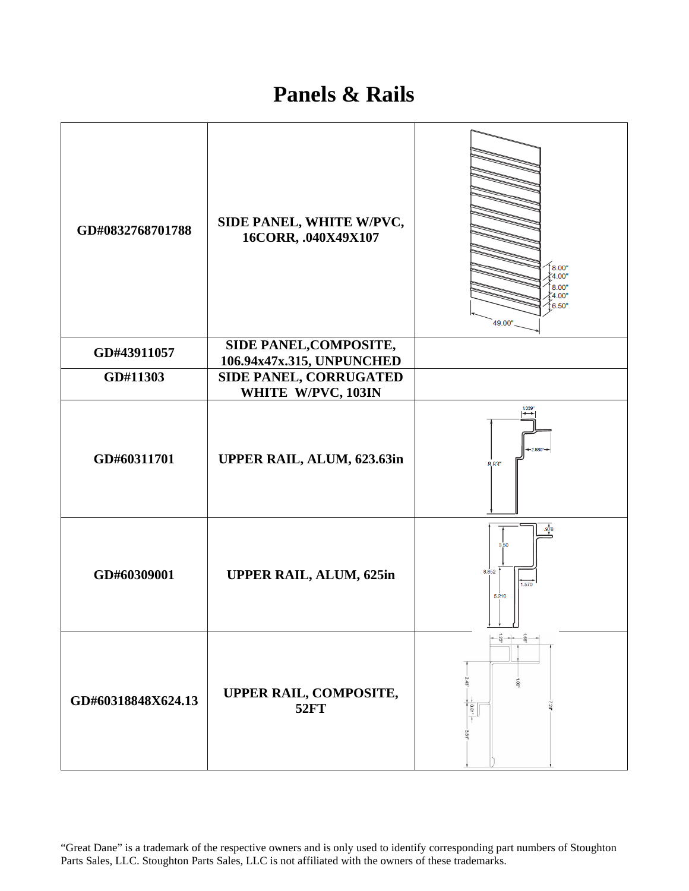# Panels & Rails

| | | |
|---|---|---|
| GD#0832768701788 | SIDE PANEL, WHITE W/PVC, 16CORR, .040X49X107 | |
| GD#43911057 | SIDE PANEL,COMPOSITE, 106.94x47x.315, UNPUNCHED | |
| GD#11303 | SIDE PANEL, CORRUGATED WHITE W/PVC, 103IN | |
| GD#60311701 | UPPER RAIL, ALUM, 623.63in | |
| GD#60309001 | UPPER RAIL, ALUM, 625in | |
| GD#60318848X624.13 | UPPER RAIL, COMPOSITE, 52FT | |

"Great Dane" is a trademark of the respective owners and is only used to identify corresponding part numbers of Stoughton Parts Sales, LLC. Stoughton Parts Sales, LLC is not affiliated with the owners of these trademarks.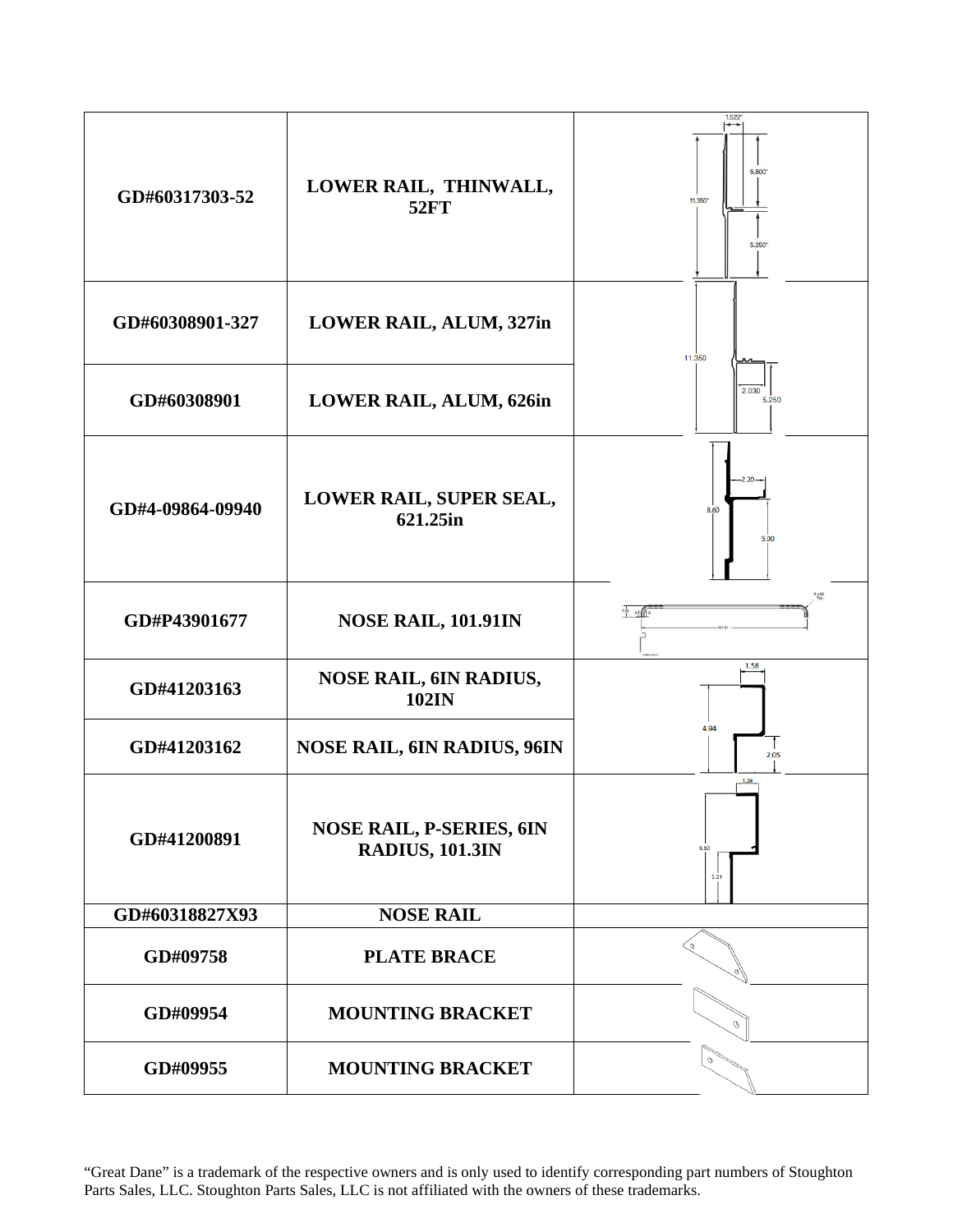| | | |
|---|---|---|
| GD#60317303-52 | LOWER RAIL, THINWALL, 52FT | 1.522" 5.800" 11.350" 5.250" |
| GD#60308901-327 | LOWER RAIL, ALUM, 327in | 11.350 2.030 5.250 |
| GD#60308901 | LOWER RAIL, ALUM, 626in | |
| GD#4-09864-09940 | LOWER RAIL, SUPER SEAL, 621.25in | 2.20 8.60 5.00 |
| GD#P43901677 | NOSE RAIL, 101.91IN | 101.91 |
| GD#41203163 | NOSE RAIL, 6IN RADIUS, 102IN | 1.58 4.94 2.05 |
| GD#41203162 | NOSE RAIL, 6IN RADIUS, 96IN | |
| GD#41200891 | NOSE RAIL, P-SERIES, 6IN RADIUS, 101.3IN | 1.34 6.83 3.21 |
| GD#60318827X93 | NOSE RAIL | |
| GD#09758 | PLATE BRACE | |
| GD#09954 | MOUNTING BRACKET | |
| GD#09955 | MOUNTING BRACKET | |

"Great Dane" is a trademark of the respective owners and is only used to identify corresponding part numbers of Stoughton Parts Sales, LLC. Stoughton Parts Sales, LLC is not affiliated with the owners of these trademarks.